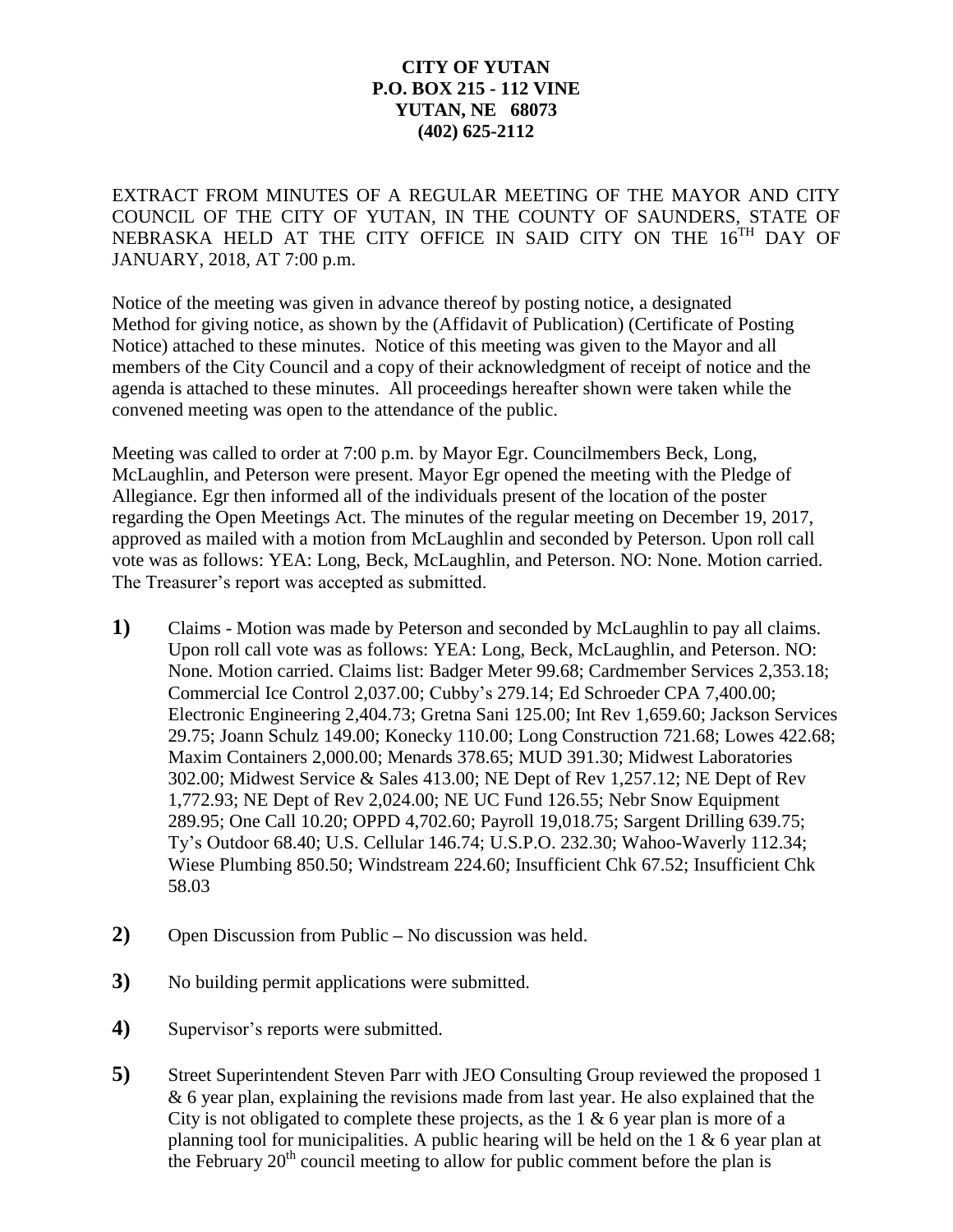**CITY OF YUTAN**
**P.O. BOX 215 - 112 VINE**
**YUTAN, NE 68073**
**(402) 625-2112**

EXTRACT FROM MINUTES OF A REGULAR MEETING OF THE MAYOR AND CITY COUNCIL OF THE CITY OF YUTAN, IN THE COUNTY OF SAUNDERS, STATE OF NEBRASKA HELD AT THE CITY OFFICE IN SAID CITY ON THE 16TH DAY OF JANUARY, 2018, AT 7:00 p.m.

Notice of the meeting was given in advance thereof by posting notice, a designated Method for giving notice, as shown by the (Affidavit of Publication) (Certificate of Posting Notice) attached to these minutes. Notice of this meeting was given to the Mayor and all members of the City Council and a copy of their acknowledgment of receipt of notice and the agenda is attached to these minutes. All proceedings hereafter shown were taken while the convened meeting was open to the attendance of the public.

Meeting was called to order at 7:00 p.m. by Mayor Egr. Councilmembers Beck, Long, McLaughlin, and Peterson were present. Mayor Egr opened the meeting with the Pledge of Allegiance. Egr then informed all of the individuals present of the location of the poster regarding the Open Meetings Act. The minutes of the regular meeting on December 19, 2017, approved as mailed with a motion from McLaughlin and seconded by Peterson. Upon roll call vote was as follows: YEA: Long, Beck, McLaughlin, and Peterson. NO: None. Motion carried. The Treasurer's report was accepted as submitted.

**1)** Claims - Motion was made by Peterson and seconded by McLaughlin to pay all claims. Upon roll call vote was as follows: YEA: Long, Beck, McLaughlin, and Peterson. NO: None. Motion carried. Claims list: Badger Meter 99.68; Cardmember Services 2,353.18; Commercial Ice Control 2,037.00; Cubby's 279.14; Ed Schroeder CPA 7,400.00; Electronic Engineering 2,404.73; Gretna Sani 125.00; Int Rev 1,659.60; Jackson Services 29.75; Joann Schulz 149.00; Konecky 110.00; Long Construction 721.68; Lowes 422.68; Maxim Containers 2,000.00; Menards 378.65; MUD 391.30; Midwest Laboratories 302.00; Midwest Service & Sales 413.00; NE Dept of Rev 1,257.12; NE Dept of Rev 1,772.93; NE Dept of Rev 2,024.00; NE UC Fund 126.55; Nebr Snow Equipment 289.95; One Call 10.20; OPPD 4,702.60; Payroll 19,018.75; Sargent Drilling 639.75; Ty's Outdoor 68.40; U.S. Cellular 146.74; U.S.P.O. 232.30; Wahoo-Waverly 112.34; Wiese Plumbing 850.50; Windstream 224.60; Insufficient Chk 67.52; Insufficient Chk 58.03

**2)** Open Discussion from Public – No discussion was held.

**3)** No building permit applications were submitted.

**4)** Supervisor's reports were submitted.

**5)** Street Superintendent Steven Parr with JEO Consulting Group reviewed the proposed 1 & 6 year plan, explaining the revisions made from last year. He also explained that the City is not obligated to complete these projects, as the 1 & 6 year plan is more of a planning tool for municipalities. A public hearing will be held on the 1 & 6 year plan at the February 20th council meeting to allow for public comment before the plan is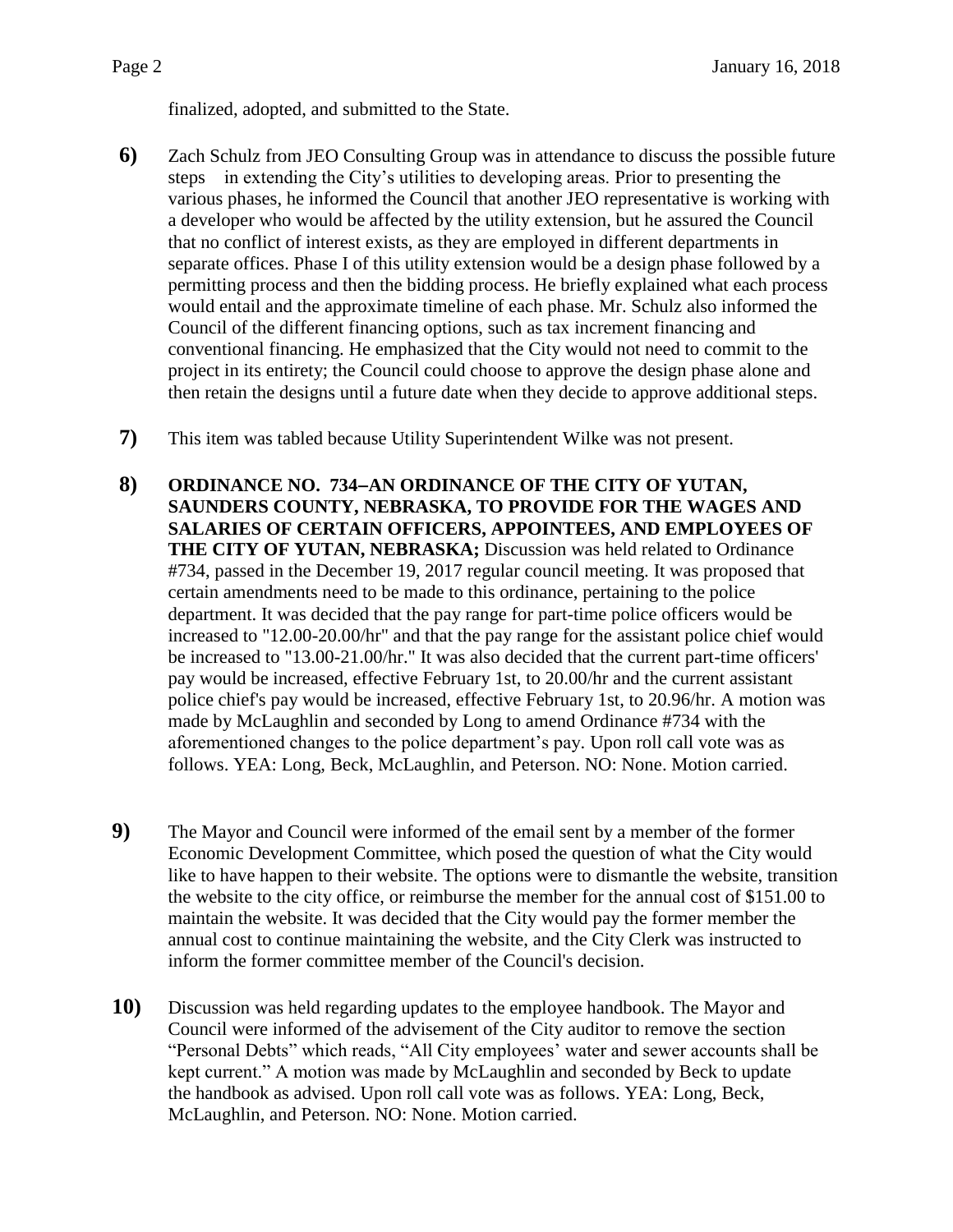finalized, adopted, and submitted to the State.

**6)** Zach Schulz from JEO Consulting Group was in attendance to discuss the possible future steps in extending the City's utilities to developing areas. Prior to presenting the various phases, he informed the Council that another JEO representative is working with a developer who would be affected by the utility extension, but he assured the Council that no conflict of interest exists, as they are employed in different departments in separate offices. Phase I of this utility extension would be a design phase followed by a permitting process and then the bidding process. He briefly explained what each process would entail and the approximate timeline of each phase. Mr. Schulz also informed the Council of the different financing options, such as tax increment financing and conventional financing. He emphasized that the City would not need to commit to the project in its entirety; the Council could choose to approve the design phase alone and then retain the designs until a future date when they decide to approve additional steps.

**7)** This item was tabled because Utility Superintendent Wilke was not present.

**8)** **ORDINANCE NO. 734–AN ORDINANCE OF THE CITY OF YUTAN, SAUNDERS COUNTY, NEBRASKA, TO PROVIDE FOR THE WAGES AND SALARIES OF CERTAIN OFFICERS, APPOINTEES, AND EMPLOYEES OF THE CITY OF YUTAN, NEBRASKA;** Discussion was held related to Ordinance #734, passed in the December 19, 2017 regular council meeting. It was proposed that certain amendments need to be made to this ordinance, pertaining to the police department. It was decided that the pay range for part-time police officers would be increased to "12.00-20.00/hr" and that the pay range for the assistant police chief would be increased to "13.00-21.00/hr." It was also decided that the current part-time officers' pay would be increased, effective February 1st, to 20.00/hr and the current assistant police chief's pay would be increased, effective February 1st, to 20.96/hr. A motion was made by McLaughlin and seconded by Long to amend Ordinance #734 with the aforementioned changes to the police department's pay. Upon roll call vote was as follows. YEA: Long, Beck, McLaughlin, and Peterson. NO: None. Motion carried.

**9)** The Mayor and Council were informed of the email sent by a member of the former Economic Development Committee, which posed the question of what the City would like to have happen to their website. The options were to dismantle the website, transition the website to the city office, or reimburse the member for the annual cost of $151.00 to maintain the website. It was decided that the City would pay the former member the annual cost to continue maintaining the website, and the City Clerk was instructed to inform the former committee member of the Council's decision.

**10)** Discussion was held regarding updates to the employee handbook. The Mayor and Council were informed of the advisement of the City auditor to remove the section "Personal Debts" which reads, "All City employees' water and sewer accounts shall be kept current." A motion was made by McLaughlin and seconded by Beck to update the handbook as advised. Upon roll call vote was as follows. YEA: Long, Beck, McLaughlin, and Peterson. NO: None. Motion carried.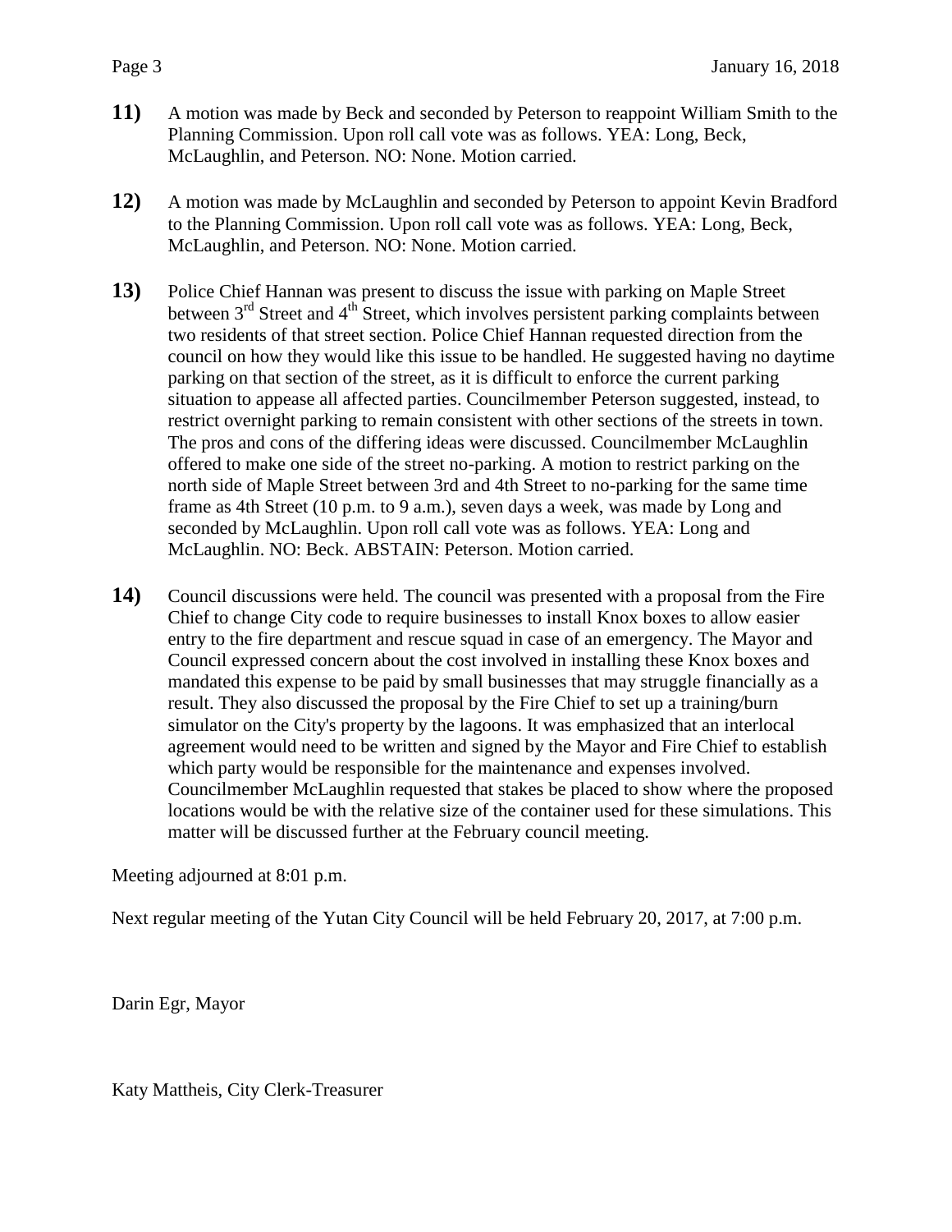**11)** A motion was made by Beck and seconded by Peterson to reappoint William Smith to the Planning Commission. Upon roll call vote was as follows. YEA: Long, Beck, McLaughlin, and Peterson. NO: None. Motion carried.

**12)** A motion was made by McLaughlin and seconded by Peterson to appoint Kevin Bradford to the Planning Commission. Upon roll call vote was as follows. YEA: Long, Beck, McLaughlin, and Peterson. NO: None. Motion carried.

**13)** Police Chief Hannan was present to discuss the issue with parking on Maple Street between 3rd Street and 4th Street, which involves persistent parking complaints between two residents of that street section. Police Chief Hannan requested direction from the council on how they would like this issue to be handled. He suggested having no daytime parking on that section of the street, as it is difficult to enforce the current parking situation to appease all affected parties. Councilmember Peterson suggested, instead, to restrict overnight parking to remain consistent with other sections of the streets in town. The pros and cons of the differing ideas were discussed. Councilmember McLaughlin offered to make one side of the street no-parking. A motion to restrict parking on the north side of Maple Street between 3rd and 4th Street to no-parking for the same time frame as 4th Street (10 p.m. to 9 a.m.), seven days a week, was made by Long and seconded by McLaughlin. Upon roll call vote was as follows. YEA: Long and McLaughlin. NO: Beck. ABSTAIN: Peterson. Motion carried.

**14)** Council discussions were held. The council was presented with a proposal from the Fire Chief to change City code to require businesses to install Knox boxes to allow easier entry to the fire department and rescue squad in case of an emergency. The Mayor and Council expressed concern about the cost involved in installing these Knox boxes and mandated this expense to be paid by small businesses that may struggle financially as a result. They also discussed the proposal by the Fire Chief to set up a training/burn simulator on the City's property by the lagoons. It was emphasized that an interlocal agreement would need to be written and signed by the Mayor and Fire Chief to establish which party would be responsible for the maintenance and expenses involved. Councilmember McLaughlin requested that stakes be placed to show where the proposed locations would be with the relative size of the container used for these simulations. This matter will be discussed further at the February council meeting.

Meeting adjourned at 8:01 p.m.

Next regular meeting of the Yutan City Council will be held February 20, 2017, at 7:00 p.m.

Darin Egr, Mayor

Katy Mattheis, City Clerk-Treasurer